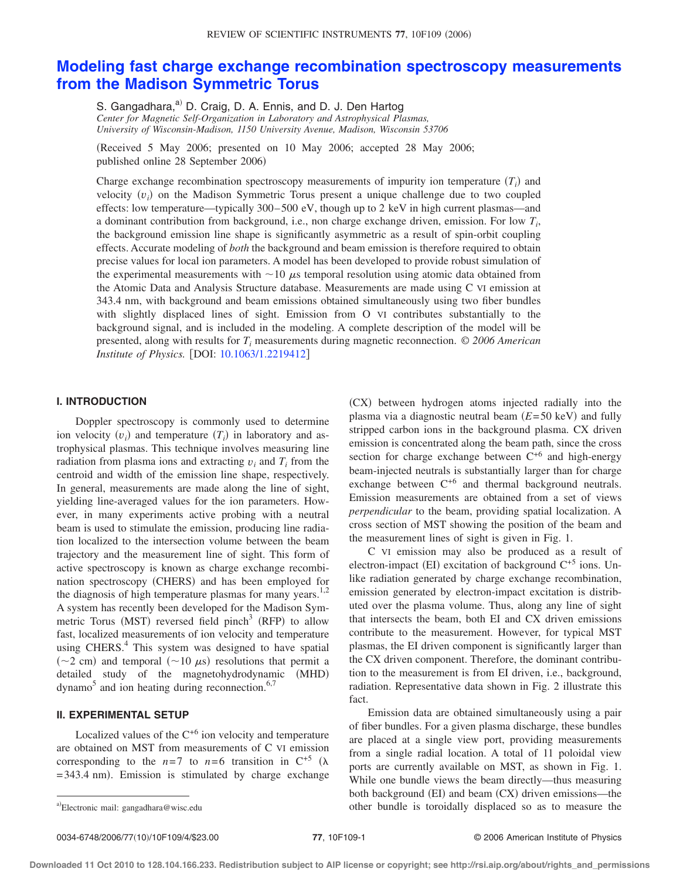# Modeling fast charge exchange recombination spectroscopy measurements from the Madison Symmetric Torus

S. Gangadhara,[a] D. Craig, D. A. Ennis, and D. J. Den Hartog

*Center for Magnetic Self-Organization in Laboratory and Astrophysical Plasmas, University of Wisconsin-Madison, 1150 University Avenue, Madison, Wisconsin 53706*

(Received 5 May 2006; presented on 10 May 2006; accepted 28 May 2006; published online 28 September 2006)

Charge exchange recombination spectroscopy measurements of impurity ion temperature ($T_i$) and velocity ($v_i$) on the Madison Symmetric Torus present a unique challenge due to two coupled effects: low temperature—typically 300–500 eV, though up to 2 keV in high current plasmas—and a dominant contribution from background, i.e., non charge exchange driven, emission. For low $T_i$, the background emission line shape is significantly asymmetric as a result of spin-orbit coupling effects. Accurate modeling of *both* the background and beam emission is therefore required to obtain precise values for local ion parameters. A model has been developed to provide robust simulation of the experimental measurements with $\sim$10 $\mu$s temporal resolution using atomic data obtained from the Atomic Data and Analysis Structure database. Measurements are made using C VI emission at 343.4 nm, with background and beam emissions obtained simultaneously using two fiber bundles with slightly displaced lines of sight. Emission from O VI contributes substantially to the background signal, and is included in the modeling. A complete description of the model will be presented, along with results for $T_i$ measurements during magnetic reconnection. *© 2006 American Institute of Physics.* [DOI: 10.1063/1.2219412]

## I. INTRODUCTION

Doppler spectroscopy is commonly used to determine ion velocity ($v_i$) and temperature ($T_i$) in laboratory and astrophysical plasmas. This technique involves measuring line radiation from plasma ions and extracting $v_i$ and $T_i$ from the centroid and width of the emission line shape, respectively. In general, measurements are made along the line of sight, yielding line-averaged values for the ion parameters. However, in many experiments active probing with a neutral beam is used to stimulate the emission, producing line radiation localized to the intersection volume between the beam trajectory and the measurement line of sight. This form of active spectroscopy is known as charge exchange recombination spectroscopy (CHERS) and has been employed for the diagnosis of high temperature plasmas for many years.[1,2] A system has recently been developed for the Madison Symmetric Torus (MST) reversed field pinch[3] (RFP) to allow fast, localized measurements of ion velocity and temperature using CHERS.[4] This system was designed to have spatial ($\sim$2 cm) and temporal ($\sim$10 $\mu$s) resolutions that permit a detailed study of the magnetohydrodynamic (MHD) dynamo[5] and ion heating during reconnection.[6,7]

## II. EXPERIMENTAL SETUP

Localized values of the $C^{+6}$ ion velocity and temperature are obtained on MST from measurements of C VI emission corresponding to the $n=7$ to $n=6$ transition in $C^{+5}$ ($\lambda = 343.4$ nm). Emission is stimulated by charge exchange (CX) between hydrogen atoms injected radially into the plasma via a diagnostic neutral beam ($E=50$ keV) and fully stripped carbon ions in the background plasma. CX driven emission is concentrated along the beam path, since the cross section for charge exchange between $C^{+6}$ and high-energy beam-injected neutrals is substantially larger than for charge exchange between $C^{+6}$ and thermal background neutrals. Emission measurements are obtained from a set of views *perpendicular* to the beam, providing spatial localization. A cross section of MST showing the position of the beam and the measurement lines of sight is given in Fig. 1.

C VI emission may also be produced as a result of electron-impact (EI) excitation of background $C^{+5}$ ions. Unlike radiation generated by charge exchange recombination, emission generated by electron-impact excitation is distributed over the plasma volume. Thus, along any line of sight that intersects the beam, both EI and CX driven emissions contribute to the measurement. However, for typical MST plasmas, the EI driven component is significantly larger than the CX driven component. Therefore, the dominant contribution to the measurement is from EI driven, i.e., background, radiation. Representative data shown in Fig. 2 illustrate this fact.

Emission data are obtained simultaneously using a pair of fiber bundles. For a given plasma discharge, these bundles are placed at a single view port, providing measurements from a single radial location. A total of 11 poloidal view ports are currently available on MST, as shown in Fig. 1. While one bundle views the beam directly—thus measuring both background (EI) and beam (CX) driven emissions—the other bundle is toroidally displaced so as to measure the

[a] Electronic mail: gangadhara@wisc.edu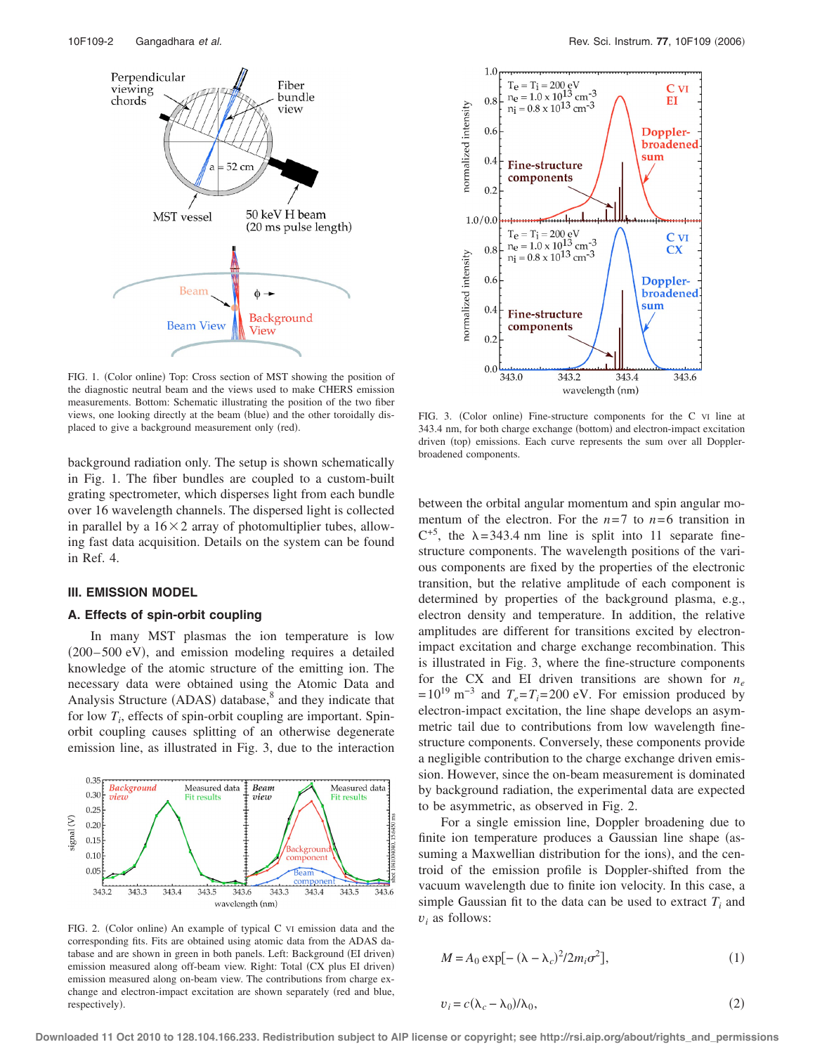FIG. 1. (Color online) Top: Cross section of MST showing the position of the diagnostic neutral beam and the views used to make CHERS emission measurements. Bottom: Schematic illustrating the position of the two fiber views, one looking directly at the beam (blue) and the other toroidally displaced to give a background measurement only (red).

background radiation only. The setup is shown schematically in Fig. 1. The fiber bundles are coupled to a custom-built grating spectrometer, which disperses light from each bundle over 16 wavelength channels. The dispersed light is collected in parallel by a $16\times2$ array of photomultiplier tubes, allowing fast data acquisition. Details on the system can be found in Ref. 4.

## III. EMISSION MODEL

### A. Effects of spin-orbit coupling

In many MST plasmas the ion temperature is low (200–500 eV), and emission modeling requires a detailed knowledge of the atomic structure of the emitting ion. The necessary data were obtained using the Atomic Data and Analysis Structure (ADAS) database,[8] and they indicate that for low $T_i$, effects of spin-orbit coupling are important. Spin-orbit coupling causes splitting of an otherwise degenerate emission line, as illustrated in Fig. 3, due to the interaction between the orbital angular momentum and spin angular momentum of the electron. For the $n=7$ to $n=6$ transition in $C^{+5}$, the $\lambda=343.4$ nm line is split into 11 separate fine-structure components. The wavelength positions of the various components are fixed by the properties of the electronic transition, but the relative amplitude of each component is determined by properties of the background plasma, e.g., electron density and temperature. In addition, the relative amplitudes are different for transitions excited by electron-impact excitation and charge exchange recombination. This is illustrated in Fig. 3, where the fine-structure components for the CX and EI driven transitions are shown for $n_e=10^{19}$ m$^{-3}$ and $T_e=T_i=200$ eV. For emission produced by electron-impact excitation, the line shape develops an asymmetric tail due to contributions from low wavelength fine-structure components. Conversely, these components provide a negligible contribution to the charge exchange driven emission. However, since the on-beam measurement is dominated by background radiation, the experimental data are expected to be asymmetric, as observed in Fig. 2.

FIG. 2. (Color online) An example of typical C VI emission data and the corresponding fits. Fits are obtained using atomic data from the ADAS database and are shown in green in both panels. Left: Background (EI driven) emission measured along off-beam view. Right: Total (CX plus EI driven) emission measured along on-beam view. The contributions from charge exchange and electron-impact excitation are shown separately (red and blue, respectively).

FIG. 3. (Color online) Fine-structure components for the C VI line at 343.4 nm, for both charge exchange (bottom) and electron-impact excitation driven (top) emissions. Each curve represents the sum over all Doppler-broadened components.

For a single emission line, Doppler broadening due to finite ion temperature produces a Gaussian line shape (assuming a Maxwellian distribution for the ions), and the centroid of the emission profile is Doppler-shifted from the vacuum wavelength due to finite ion velocity. In this case, a simple Gaussian fit to the data can be used to extract $T_i$ and $v_i$ as follows:

$$M = A_0 \exp[-(\lambda-\lambda_c)^2/2m_i\sigma^2], \tag{1}$$

$$v_i = c(\lambda_c-\lambda_0)/\lambda_0, \tag{2}$$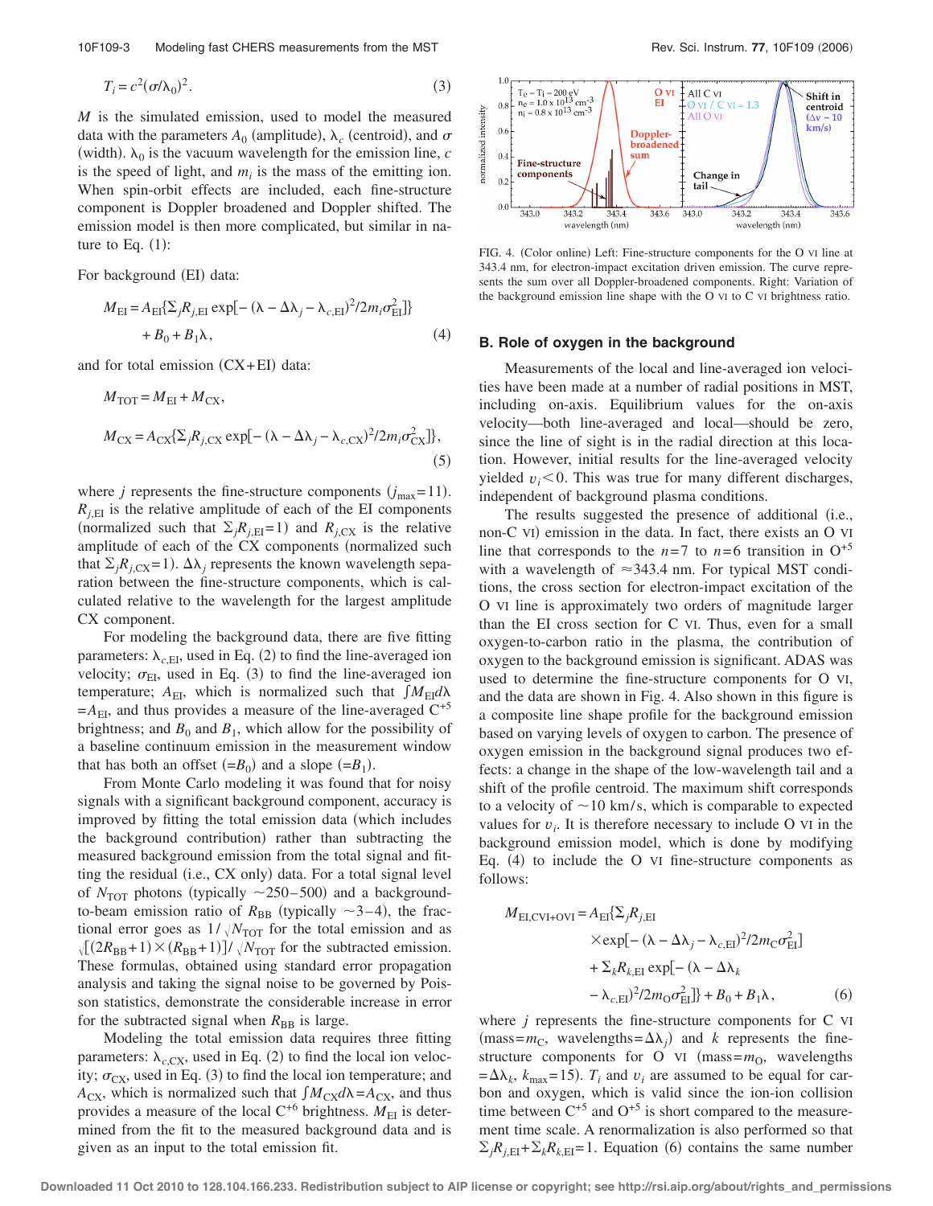$$T_i = c^2(\sigma/\lambda_0)^2. \tag{3}$$

$M$ is the simulated emission, used to model the measured data with the parameters $A_0$ (amplitude), $\lambda_c$ (centroid), and $\sigma$ (width). $\lambda_0$ is the vacuum wavelength for the emission line, $c$ is the speed of light, and $m_i$ is the mass of the emitting ion. When spin-orbit effects are included, each fine-structure component is Doppler broadened and Doppler shifted. The emission model is then more complicated, but similar in nature to Eq. (1):

For background (EI) data:

$$M_{\mathrm{EI}} = A_{\mathrm{EI}}\{\Sigma_j R_{j,\mathrm{EI}} \exp[-(\lambda - \Delta\lambda_j - \lambda_{c,\mathrm{EI}})^2/2m_i\sigma_{\mathrm{EI}}^2]\} + B_0 + B_1\lambda, \tag{4}$$

and for total emission (CX+EI) data:

$$M_{\mathrm{TOT}} = M_{\mathrm{EI}} + M_{\mathrm{CX}},$$

$$M_{\mathrm{CX}} = A_{\mathrm{CX}}\{\Sigma_j R_{j,\mathrm{CX}} \exp[-(\lambda - \Delta\lambda_j - \lambda_{c,\mathrm{CX}})^2/2m_i\sigma_{\mathrm{CX}}^2]\}, \tag{5}$$

where $j$ represents the fine-structure components ($j_{\max}=11$). $R_{j,\mathrm{EI}}$ is the relative amplitude of each of the EI components (normalized such that $\Sigma_j R_{j,\mathrm{EI}}=1$) and $R_{j,\mathrm{CX}}$ is the relative amplitude of each of the CX components (normalized such that $\Sigma_j R_{j,\mathrm{CX}}=1$). $\Delta\lambda_j$ represents the known wavelength separation between the fine-structure components, which is calculated relative to the wavelength for the largest amplitude CX component.

For modeling the background data, there are five fitting parameters: $\lambda_{c,\mathrm{EI}}$, used in Eq. (2) to find the line-averaged ion velocity; $\sigma_{\mathrm{EI}}$, used in Eq. (3) to find the line-averaged ion temperature; $A_{\mathrm{EI}}$, which is normalized such that $\int M_{\mathrm{EI}} d\lambda = A_{\mathrm{EI}}$, and thus provides a measure of the line-averaged $C^{+5}$ brightness; and $B_0$ and $B_1$, which allow for the possibility of a baseline continuum emission in the measurement window that has both an offset ($=B_0$) and a slope ($=B_1$).

From Monte Carlo modeling it was found that for noisy signals with a significant background component, accuracy is improved by fitting the total emission data (which includes the background contribution) rather than subtracting the measured background emission from the total signal and fitting the residual (i.e., CX only) data. For a total signal level of $N_{\mathrm{TOT}}$ photons (typically ~250–500) and a background-to-beam emission ratio of $R_{\mathrm{BB}}$ (typically ~3–4), the fractional error goes as $1/\sqrt{N_{\mathrm{TOT}}}$ for the total emission and as $\sqrt{[(2R_{\mathrm{BB}}+1)\times(R_{\mathrm{BB}}+1)]}/\sqrt{N_{\mathrm{TOT}}}$ for the subtracted emission. These formulas, obtained using standard error propagation analysis and taking the signal noise to be governed by Poisson statistics, demonstrate the considerable increase in error for the subtracted signal when $R_{\mathrm{BB}}$ is large.

Modeling the total emission data requires three fitting parameters: $\lambda_{c,\mathrm{CX}}$, used in Eq. (2) to find the local ion velocity; $\sigma_{\mathrm{CX}}$, used in Eq. (3) to find the local ion temperature; and $A_{\mathrm{CX}}$, which is normalized such that $\int M_{\mathrm{CX}} d\lambda = A_{\mathrm{CX}}$, and thus provides a measure of the local $C^{+6}$ brightness. $M_{\mathrm{EI}}$ is determined from the fit to the measured background data and is given as an input to the total emission fit.

FIG. 4. (Color online) Left: Fine-structure components for the O VI line at 343.4 nm, for electron-impact excitation driven emission. The curve represents the sum over all Doppler-broadened components. Right: Variation of the background emission line shape with the O VI to C VI brightness ratio.

## B. Role of oxygen in the background

Measurements of the local and line-averaged ion velocities have been made at a number of radial positions in MST, including on-axis. Equilibrium values for the on-axis velocity—both line-averaged and local—should be zero, since the line of sight is in the radial direction at this location. However, initial results for the line-averaged velocity yielded $v_i<0$. This was true for many different discharges, independent of background plasma conditions.

The results suggested the presence of additional (i.e., non-C VI) emission in the data. In fact, there exists an O VI line that corresponds to the $n=7$ to $n=6$ transition in $O^{+5}$ with a wavelength of ≈343.4 nm. For typical MST conditions, the cross section for electron-impact excitation of the O VI line is approximately two orders of magnitude larger than the EI cross section for C VI. Thus, even for a small oxygen-to-carbon ratio in the plasma, the contribution of oxygen to the background emission is significant. ADAS was used to determine the fine-structure components for O VI, and the data are shown in Fig. 4. Also shown in this figure is a composite line shape profile for the background emission based on varying levels of oxygen to carbon. The presence of oxygen emission in the background signal produces two effects: a change in the shape of the low-wavelength tail and a shift of the profile centroid. The maximum shift corresponds to a velocity of ~10 km/s, which is comparable to expected values for $v_i$. It is therefore necessary to include O VI in the background emission model, which is done by modifying Eq. (4) to include the O VI fine-structure components as follows:

$$M_{\mathrm{EI,CVI+OVI}} = A_{\mathrm{EI}}\{\Sigma_j R_{j,\mathrm{EI}} \times \exp[-(\lambda - \Delta\lambda_j - \lambda_{c,\mathrm{EI}})^2/2m_{\mathrm{C}}\sigma_{\mathrm{EI}}^2] + \Sigma_k R_{k,\mathrm{EI}} \exp[-(\lambda - \Delta\lambda_k - \lambda_{c,\mathrm{EI}})^2/2m_{\mathrm{O}}\sigma_{\mathrm{EI}}^2]\} + B_0 + B_1\lambda, \tag{6}$$

where $j$ represents the fine-structure components for C VI (mass$=m_{\mathrm{C}}$, wavelengths$=\Delta\lambda_j$) and $k$ represents the fine-structure components for O VI (mass$=m_{\mathrm{O}}$, wavelengths $=\Delta\lambda_k$, $k_{\max}=15$). $T_i$ and $v_i$ are assumed to be equal for carbon and oxygen, which is valid since the ion-ion collision time between $C^{+5}$ and $O^{+5}$ is short compared to the measurement time scale. A renormalization is also performed so that $\Sigma_j R_{j,\mathrm{EI}} + \Sigma_k R_{k,\mathrm{EI}} = 1$. Equation (6) contains the same number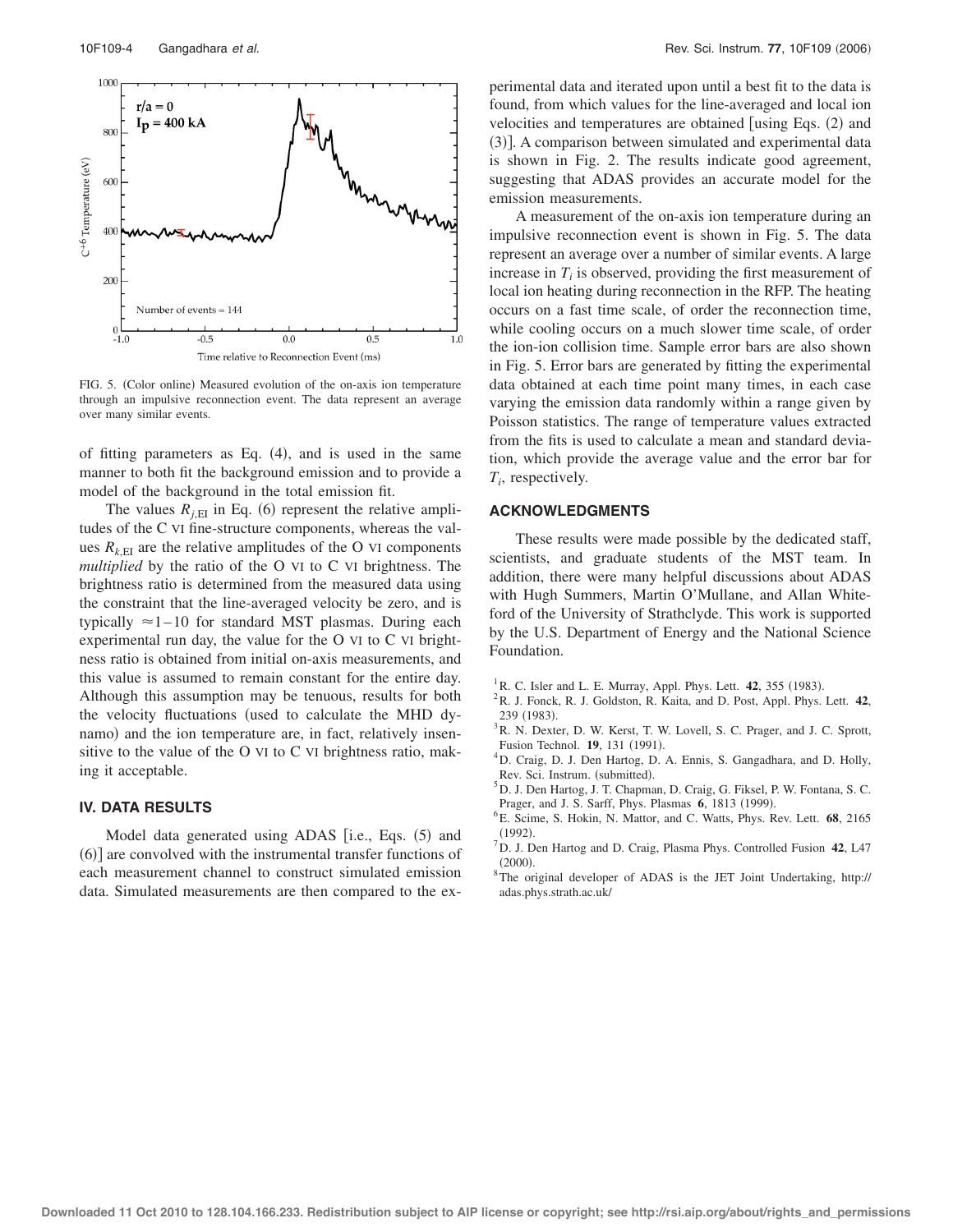r/a = 0

$I_p$ = 400 kA

$C^{+6}$ Temperature (eV)

1000

800

600

400

200

0

Number of events = 144

-1.0

-0.5

0.0

0.5

1.0

Time relative to Reconnection Event (ms)

FIG. 5. (Color online) Measured evolution of the on-axis ion temperature through an impulsive reconnection event. The data represent an average over many similar events.

of fitting parameters as Eq. (4), and is used in the same manner to both fit the background emission and to provide a model of the background in the total emission fit.

The values $R_{j,\mathrm{EI}}$ in Eq. (6) represent the relative amplitudes of the C VI fine-structure components, whereas the values $R_{k,\mathrm{EI}}$ are the relative amplitudes of the O VI components *multiplied* by the ratio of the O VI to C VI brightness. The brightness ratio is determined from the measured data using the constraint that the line-averaged velocity be zero, and is typically $\approx 1-10$ for standard MST plasmas. During each experimental run day, the value for the O VI to C VI brightness ratio is obtained from initial on-axis measurements, and this value is assumed to remain constant for the entire day. Although this assumption may be tenuous, results for both the velocity fluctuations (used to calculate the MHD dynamo) and the ion temperature are, in fact, relatively insensitive to the value of the O VI to C VI brightness ratio, making it acceptable.

## IV. DATA RESULTS

Model data generated using ADAS [i.e., Eqs. (5) and (6)] are convolved with the instrumental transfer functions of each measurement channel to construct simulated emission data. Simulated measurements are then compared to the experimental data and iterated upon until a best fit to the data is found, from which values for the line-averaged and local ion velocities and temperatures are obtained [using Eqs. (2) and (3)]. A comparison between simulated and experimental data is shown in Fig. 2. The results indicate good agreement, suggesting that ADAS provides an accurate model for the emission measurements.

A measurement of the on-axis ion temperature during an impulsive reconnection event is shown in Fig. 5. The data represent an average over a number of similar events. A large increase in $T_i$ is observed, providing the first measurement of local ion heating during reconnection in the RFP. The heating occurs on a fast time scale, of order the reconnection time, while cooling occurs on a much slower time scale, of order the ion-ion collision time. Sample error bars are also shown in Fig. 5. Error bars are generated by fitting the experimental data obtained at each time point many times, in each case varying the emission data randomly within a range given by Poisson statistics. The range of temperature values extracted from the fits is used to calculate a mean and standard deviation, which provide the average value and the error bar for $T_i$, respectively.

## ACKNOWLEDGMENTS

These results were made possible by the dedicated staff, scientists, and graduate students of the MST team. In addition, there were many helpful discussions about ADAS with Hugh Summers, Martin O'Mullane, and Allan Whiteford of the University of Strathclyde. This work is supported by the U.S. Department of Energy and the National Science Foundation.

[1] R. C. Isler and L. E. Murray, Appl. Phys. Lett. **42**, 355 (1983).

[2] R. J. Fonck, R. J. Goldston, R. Kaita, and D. Post, Appl. Phys. Lett. **42**, 239 (1983).

[3] R. N. Dexter, D. W. Kerst, T. W. Lovell, S. C. Prager, and J. C. Sprott, Fusion Technol. **19**, 131 (1991).

[4] D. Craig, D. J. Den Hartog, D. A. Ennis, S. Gangadhara, and D. Holly, Rev. Sci. Instrum. (submitted).

[5] D. J. Den Hartog, J. T. Chapman, D. Craig, G. Fiksel, P. W. Fontana, S. C. Prager, and J. S. Sarff, Phys. Plasmas **6**, 1813 (1999).

[6] E. Scime, S. Hokin, N. Mattor, and C. Watts, Phys. Rev. Lett. **68**, 2165 (1992).

[7] D. J. Den Hartog and D. Craig, Plasma Phys. Controlled Fusion **42**, L47 (2000).

[8] The original developer of ADAS is the JET Joint Undertaking, http://adas.phys.strath.ac.uk/